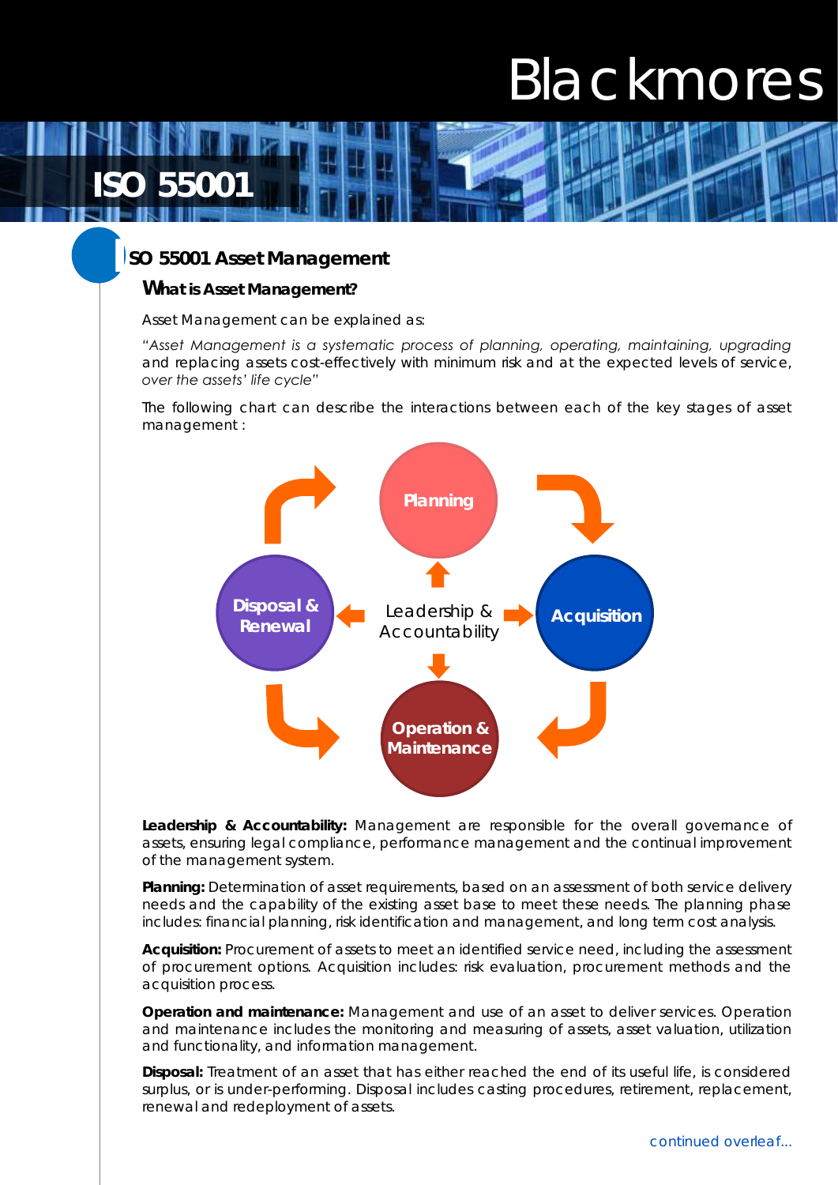# Blackmores

## ISO 55001

### ISO 55001 Asset Management

#### What is Asset Management?

Asset Management can be explained as:

*"Asset Management is a systematic process of planning, operating, maintaining, upgrading* and replacing assets cost-effectively with minimum risk and at the expected levels of service, *over the assets' life cycle"*

The following chart can describe the interactions between each of the key stages of asset management :

Planning

Acquisition

Operation & Maintenance

Disposal & Renewal

Leadership & Accountability

**Leadership & Accountability:** Management are responsible for the overall governance of assets, ensuring legal compliance, performance management and the continual improvement of the management system.

**Planning:** Determination of asset requirements, based on an assessment of both service delivery needs and the capability of the existing asset base to meet these needs. The planning phase includes: financial planning, risk identification and management, and long term cost analysis.

**Acquisition:** Procurement of assets to meet an identified service need, including the assessment of procurement options. Acquisition includes: risk evaluation, procurement methods and the acquisition process.

**Operation and maintenance:** Management and use of an asset to deliver services. Operation and maintenance includes the monitoring and measuring of assets, asset valuation, utilization and functionality, and information management.

**Disposal:** Treatment of an asset that has either reached the end of its useful life, is considered surplus, or is under-performing. Disposal includes casting procedures, retirement, replacement, renewal and redeployment of assets.

*continued overleaf...*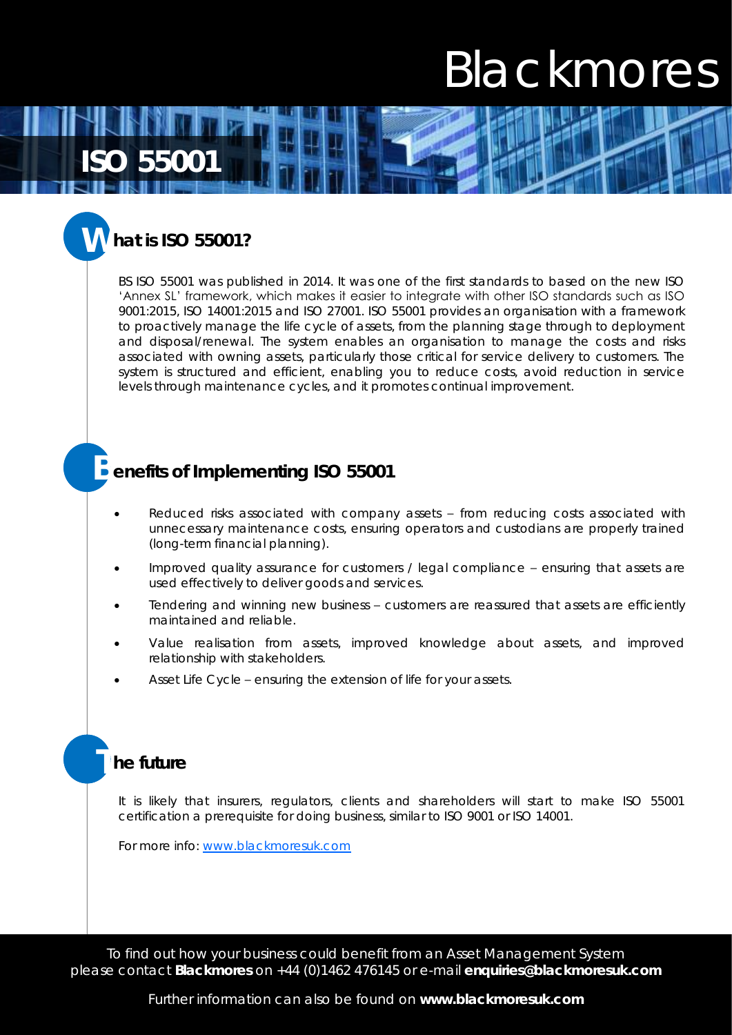# Blackmores

## ISO 55001

### What is ISO 55001?

BS ISO 55001 was published in 2014. It was one of the first standards to based on the new ISO 'Annex SL' framework, which makes it easier to integrate with other ISO standards such as ISO 9001:2015, ISO 14001:2015 and ISO 27001. ISO 55001 provides an organisation with a framework to proactively manage the life cycle of assets, from the planning stage through to deployment and disposal/renewal. The system enables an organisation to manage the costs and risks associated with owning assets, particularly those critical for service delivery to customers. The system is structured and efficient, enabling you to reduce costs, avoid reduction in service levels through maintenance cycles, and it promotes continual improvement.

### Benefits of Implementing ISO 55001

- Reduced risks associated with company assets – from reducing costs associated with unnecessary maintenance costs, ensuring operators and custodians are properly trained (long-term financial planning).
- Improved quality assurance for customers / legal compliance – ensuring that assets are used effectively to deliver goods and services.
- Tendering and winning new business – customers are reassured that assets are efficiently maintained and reliable.
- Value realisation from assets, improved knowledge about assets, and improved relationship with stakeholders.
- Asset Life Cycle – ensuring the extension of life for your assets.

### The future

It is likely that insurers, regulators, clients and shareholders will start to make ISO 55001 certification a prerequisite for doing business, similar to ISO 9001 or ISO 14001.

For more info: www.blackmoresuk.com

To find out how your business could benefit from an Asset Management System please contact **Blackmores** on +44 (0)1462 476145 or e-mail **enquiries@blackmoresuk.com**

Further information can also be found on **www.blackmoresuk.com**